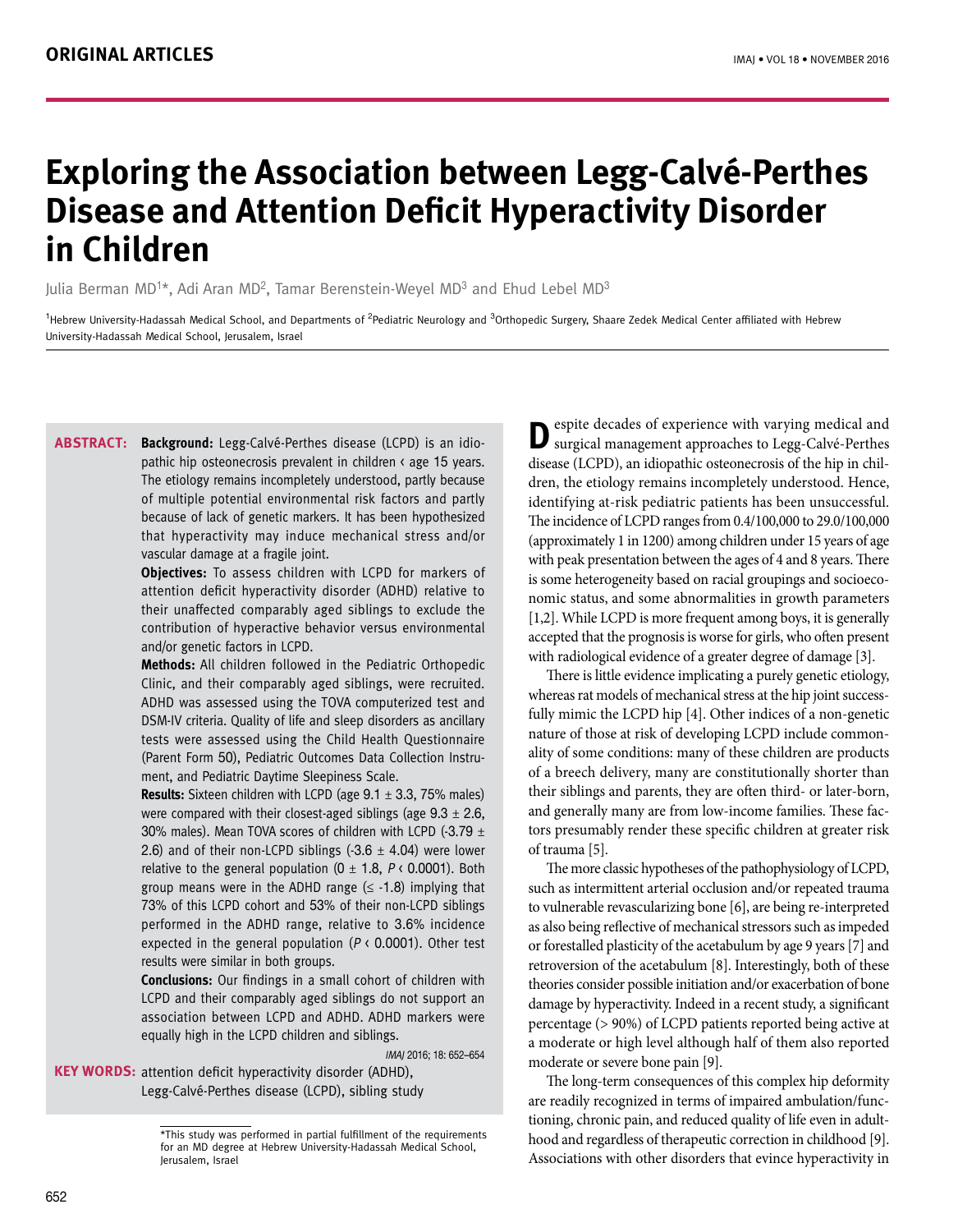**ORIGINAL ARTICLES**

# Exploring the Association between Legg-Calvé-Perthes Disease and Attention Deficit Hyperactivity Disorder in Children

Julia Berman MD[1]*, Adi Aran MD[2], Tamar Berenstein-Weyel MD[3] and Ehud Lebel MD[3]

[1]Hebrew University-Hadassah Medical School, and Departments of [2]Pediatric Neurology and [3]Orthopedic Surgery, Shaare Zedek Medical Center affiliated with Hebrew University-Hadassah Medical School, Jerusalem, Israel

**ABSTRACT:** **Background:** Legg-Calvé-Perthes disease (LCPD) is an idiopathic hip osteonecrosis prevalent in children < age 15 years. The etiology remains incompletely understood, partly because of multiple potential environmental risk factors and partly because of lack of genetic markers. It has been hypothesized that hyperactivity may induce mechanical stress and/or vascular damage at a fragile joint.

**Objectives:** To assess children with LCPD for markers of attention deficit hyperactivity disorder (ADHD) relative to their unaffected comparably aged siblings to exclude the contribution of hyperactive behavior versus environmental and/or genetic factors in LCPD.

**Methods:** All children followed in the Pediatric Orthopedic Clinic, and their comparably aged siblings, were recruited. ADHD was assessed using the TOVA computerized test and DSM-IV criteria. Quality of life and sleep disorders as ancillary tests were assessed using the Child Health Questionnaire (Parent Form 50), Pediatric Outcomes Data Collection Instrument, and Pediatric Daytime Sleepiness Scale.

**Results:** Sixteen children with LCPD (age 9.1 ± 3.3, 75% males) were compared with their closest-aged siblings (age 9.3 ± 2.6, 30% males). Mean TOVA scores of children with LCPD (-3.79 ± 2.6) and of their non-LCPD siblings (-3.6 ± 4.04) were lower relative to the general population (0 ± 1.8, $P < 0.0001$). Both group means were in the ADHD range (≤ -1.8) implying that 73% of this LCPD cohort and 53% of their non-LCPD siblings performed in the ADHD range, relative to 3.6% incidence expected in the general population ($P < 0.0001$). Other test results were similar in both groups.

**Conclusions:** Our findings in a small cohort of children with LCPD and their comparably aged siblings do not support an association between LCPD and ADHD. ADHD markers were equally high in the LCPD children and siblings.

*IMAJ* 2016; 18: 652–654

**KEY WORDS:** attention deficit hyperactivity disorder (ADHD), Legg-Calvé-Perthes disease (LCPD), sibling study

*This study was performed in partial fulfillment of the requirements for an MD degree at Hebrew University-Hadassah Medical School, Jerusalem, Israel

Despite decades of experience with varying medical and surgical management approaches to Legg-Calvé-Perthes disease (LCPD), an idiopathic osteonecrosis of the hip in children, the etiology remains incompletely understood. Hence, identifying at-risk pediatric patients has been unsuccessful. The incidence of LCPD ranges from 0.4/100,000 to 29.0/100,000 (approximately 1 in 1200) among children under 15 years of age with peak presentation between the ages of 4 and 8 years. There is some heterogeneity based on racial groupings and socioeconomic status, and some abnormalities in growth parameters [1,2]. While LCPD is more frequent among boys, it is generally accepted that the prognosis is worse for girls, who often present with radiological evidence of a greater degree of damage [3].

There is little evidence implicating a purely genetic etiology, whereas rat models of mechanical stress at the hip joint successfully mimic the LCPD hip [4]. Other indices of a non-genetic nature of those at risk of developing LCPD include commonality of some conditions: many of these children are products of a breech delivery, many are constitutionally shorter than their siblings and parents, they are often third- or later-born, and generally many are from low-income families. These factors presumably render these specific children at greater risk of trauma [5].

The more classic hypotheses of the pathophysiology of LCPD, such as intermittent arterial occlusion and/or repeated trauma to vulnerable revascularizing bone [6], are being re-interpreted as also being reflective of mechanical stressors such as impeded or forestalled plasticity of the acetabulum by age 9 years [7] and retroversion of the acetabulum [8]. Interestingly, both of these theories consider possible initiation and/or exacerbation of bone damage by hyperactivity. Indeed in a recent study, a significant percentage (> 90%) of LCPD patients reported being active at a moderate or high level although half of them also reported moderate or severe bone pain [9].

The long-term consequences of this complex hip deformity are readily recognized in terms of impaired ambulation/functioning, chronic pain, and reduced quality of life even in adulthood and regardless of therapeutic correction in childhood [9]. Associations with other disorders that evince hyperactivity in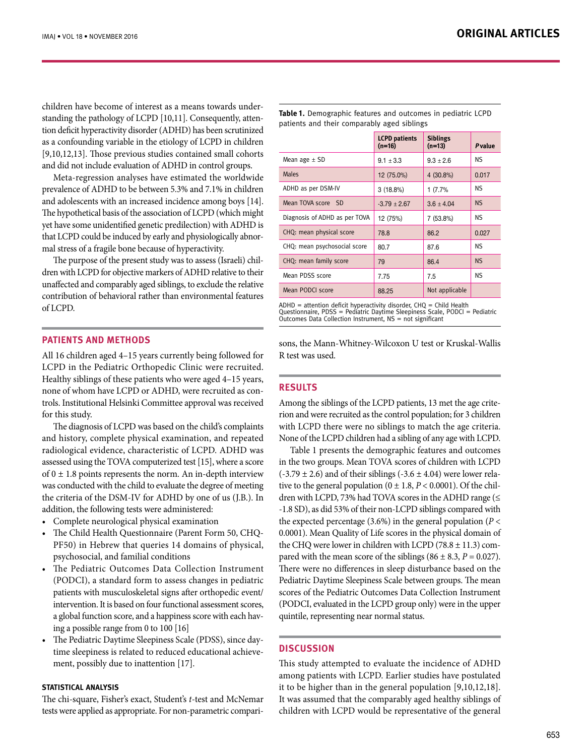children have become of interest as a means towards understanding the pathology of LCPD [10,11]. Consequently, attention deficit hyperactivity disorder (ADHD) has been scrutinized as a confounding variable in the etiology of LCPD in children [9,10,12,13]. Those previous studies contained small cohorts and did not include evaluation of ADHD in control groups.

Meta-regression analyses have estimated the worldwide prevalence of ADHD to be between 5.3% and 7.1% in children and adolescents with an increased incidence among boys [14]. The hypothetical basis of the association of LCPD (which might yet have some unidentified genetic predilection) with ADHD is that LCPD could be induced by early and physiologically abnormal stress of a fragile bone because of hyperactivity.

The purpose of the present study was to assess (Israeli) children with LCPD for objective markers of ADHD relative to their unaffected and comparably aged siblings, to exclude the relative contribution of behavioral rather than environmental features of LCPD.

## PATIENTS AND METHODS

All 16 children aged 4–15 years currently being followed for LCPD in the Pediatric Orthopedic Clinic were recruited. Healthy siblings of these patients who were aged 4–15 years, none of whom have LCPD or ADHD, were recruited as controls. Institutional Helsinki Committee approval was received for this study.

The diagnosis of LCPD was based on the child's complaints and history, complete physical examination, and repeated radiological evidence, characteristic of LCPD. ADHD was assessed using the TOVA computerized test [15], where a score of 0 ± 1.8 points represents the norm. An in-depth interview was conducted with the child to evaluate the degree of meeting the criteria of the DSM-IV for ADHD by one of us (J.B.). In addition, the following tests were administered:

- Complete neurological physical examination
- The Child Health Questionnaire (Parent Form 50, CHQ-PF50) in Hebrew that queries 14 domains of physical, psychosocial, and familial conditions
- The Pediatric Outcomes Data Collection Instrument (PODCI), a standard form to assess changes in pediatric patients with musculoskeletal signs after orthopedic event/intervention. It is based on four functional assessment scores, a global function score, and a happiness score with each having a possible range from 0 to 100 [16]
- The Pediatric Daytime Sleepiness Scale (PDSS), since daytime sleepiness is related to reduced educational achievement, possibly due to inattention [17].

### STATISTICAL ANALYSIS

The chi-square, Fisher's exact, Student's *t*-test and McNemar tests were applied as appropriate. For non-parametric comparisons, the Mann-Whitney-Wilcoxon U test or Kruskal-Wallis R test was used.

**Table 1.** Demographic features and outcomes in pediatric LCPD patients and their comparably aged siblings

| | LCPD patients (n=16) | Siblings (n=13) | *P* value |
|---|---|---|---|
| Mean age ± SD | 9.1 ± 3.3 | 9.3 ± 2.6 | NS |
| Males | 12 (75.0%) | 4 (30.8%) | 0.017 |
| ADHD as per DSM-IV | 3 (18.8%) | 1 (7.7% | NS |
| Mean TOVA score SD | -3.79 ± 2.67 | 3.6 ± 4.04 | NS |
| Diagnosis of ADHD as per TOVA | 12 (75%) | 7 (53.8%) | NS |
| CHQ: mean physical score | 78.8 | 86.2 | 0.027 |
| CHQ: mean psychosocial score | 80.7 | 87.6 | NS |
| CHQ: mean family score | 79 | 86.4 | NS |
| Mean PDSS score | 7.75 | 7.5 | NS |
| Mean PODCI score | 88.25 | Not applicable | |

ADHD = attention deficit hyperactivity disorder, CHQ = Child Health Questionnaire, PDSS = Pediatric Daytime Sleepiness Scale, PODCI = Pediatric Outcomes Data Collection Instrument, NS = not significant

## RESULTS

Among the siblings of the LCPD patients, 13 met the age criterion and were recruited as the control population; for 3 children with LCPD there were no siblings to match the age criteria. None of the LCPD children had a sibling of any age with LCPD.

Table 1 presents the demographic features and outcomes in the two groups. Mean TOVA scores of children with LCPD (-3.79 ± 2.6) and of their siblings (-3.6 ± 4.04) were lower relative to the general population (0 ± 1.8, $P < 0.0001$). Of the children with LCPD, 73% had TOVA scores in the ADHD range (≤ -1.8 SD), as did 53% of their non-LCPD siblings compared with the expected percentage (3.6%) in the general population ($P < 0.0001$). Mean Quality of Life scores in the physical domain of the CHQ were lower in children with LCPD (78.8 ± 11.3) compared with the mean score of the siblings (86 ± 8.3, $P = 0.027$). There were no differences in sleep disturbance based on the Pediatric Daytime Sleepiness Scale between groups. The mean scores of the Pediatric Outcomes Data Collection Instrument (PODCI, evaluated in the LCPD group only) were in the upper quintile, representing near normal status.

## DISCUSSION

This study attempted to evaluate the incidence of ADHD among patients with LCPD. Earlier studies have postulated it to be higher than in the general population [9,10,12,18]. It was assumed that the comparably aged healthy siblings of children with LCPD would be representative of the general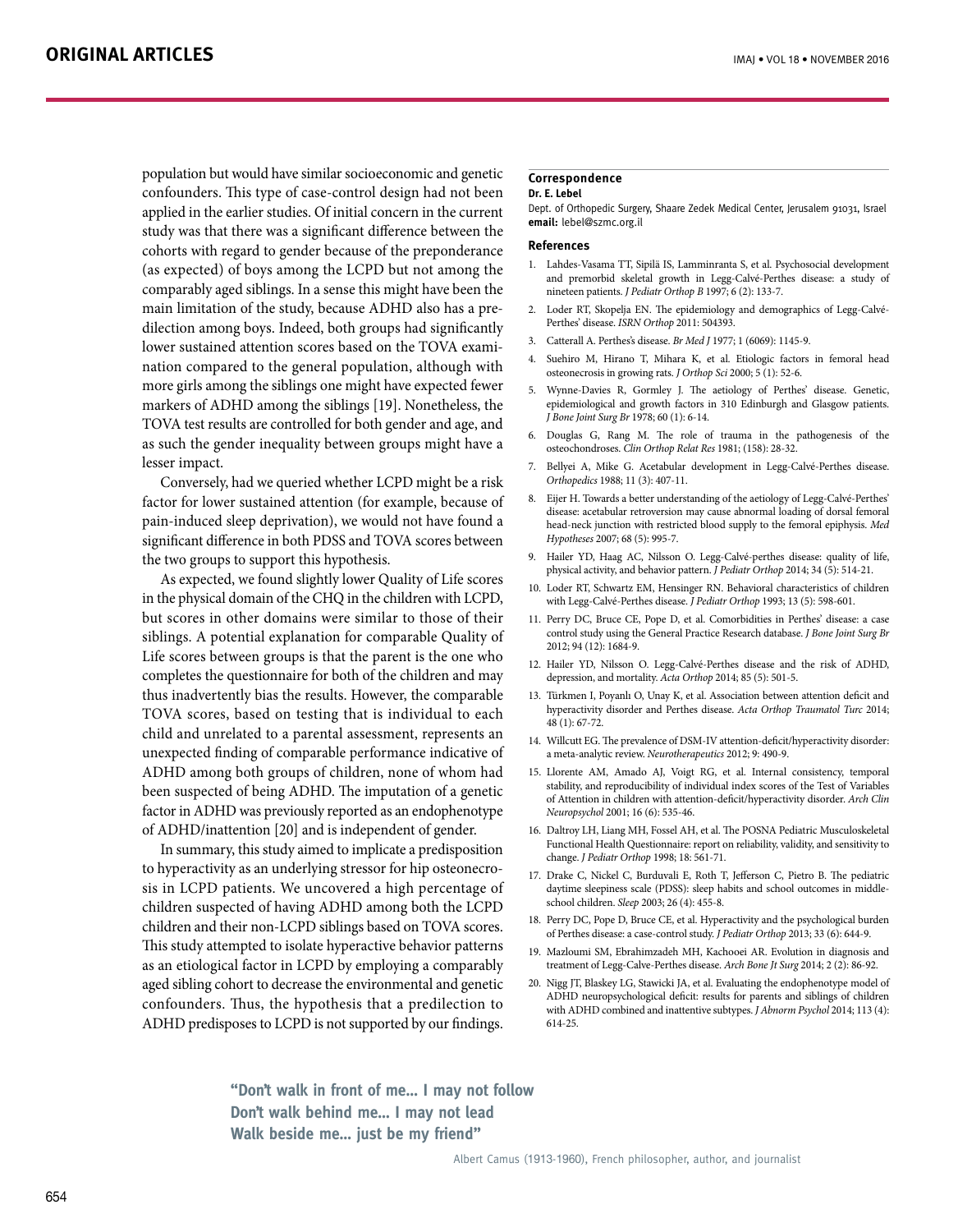population but would have similar socioeconomic and genetic confounders. This type of case-control design had not been applied in the earlier studies. Of initial concern in the current study was that there was a significant difference between the cohorts with regard to gender because of the preponderance (as expected) of boys among the LCPD but not among the comparably aged siblings. In a sense this might have been the main limitation of the study, because ADHD also has a predilection among boys. Indeed, both groups had significantly lower sustained attention scores based on the TOVA examination compared to the general population, although with more girls among the siblings one might have expected fewer markers of ADHD among the siblings [19]. Nonetheless, the TOVA test results are controlled for both gender and age, and as such the gender inequality between groups might have a lesser impact.

Conversely, had we queried whether LCPD might be a risk factor for lower sustained attention (for example, because of pain-induced sleep deprivation), we would not have found a significant difference in both PDSS and TOVA scores between the two groups to support this hypothesis.

As expected, we found slightly lower Quality of Life scores in the physical domain of the CHQ in the children with LCPD, but scores in other domains were similar to those of their siblings. A potential explanation for comparable Quality of Life scores between groups is that the parent is the one who completes the questionnaire for both of the children and may thus inadvertently bias the results. However, the comparable TOVA scores, based on testing that is individual to each child and unrelated to a parental assessment, represents an unexpected finding of comparable performance indicative of ADHD among both groups of children, none of whom had been suspected of being ADHD. The imputation of a genetic factor in ADHD was previously reported as an endophenotype of ADHD/inattention [20] and is independent of gender.

In summary, this study aimed to implicate a predisposition to hyperactivity as an underlying stressor for hip osteonecrosis in LCPD patients. We uncovered a high percentage of children suspected of having ADHD among both the LCPD children and their non-LCPD siblings based on TOVA scores. This study attempted to isolate hyperactive behavior patterns as an etiological factor in LCPD by employing a comparably aged sibling cohort to decrease the environmental and genetic confounders. Thus, the hypothesis that a predilection to ADHD predisposes to LCPD is not supported by our findings.

**Correspondence**

**Dr. E. Lebel**

Dept. of Orthopedic Surgery, Shaare Zedek Medical Center, Jerusalem 91031, Israel
**email:** lebel@szmc.org.il

## References

1. Lahdes-Vasama TT, Sipilä IS, Lamminranta S, et al. Psychosocial development and premorbid skeletal growth in Legg-Calvé-Perthes disease: a study of nineteen patients. *J Pediatr Orthop B* 1997; 6 (2): 133-7.
2. Loder RT, Skopelja EN. The epidemiology and demographics of Legg-Calvé-Perthes' disease. *ISRN Orthop* 2011: 504393.
3. Catterall A. Perthes's disease. *Br Med J* 1977; 1 (6069): 1145-9.
4. Suehiro M, Hirano T, Mihara K, et al. Etiologic factors in femoral head osteonecrosis in growing rats. *J Orthop Sci* 2000; 5 (1): 52-6.
5. Wynne-Davies R, Gormley J. The aetiology of Perthes' disease. Genetic, epidemiological and growth factors in 310 Edinburgh and Glasgow patients. *J Bone Joint Surg Br* 1978; 60 (1): 6-14.
6. Douglas G, Rang M. The role of trauma in the pathogenesis of the osteochondroses. *Clin Orthop Relat Res* 1981; (158): 28-32.
7. Bellyei A, Mike G. Acetabular development in Legg-Calvé-Perthes disease. *Orthopedics* 1988; 11 (3): 407-11.
8. Eijer H. Towards a better understanding of the aetiology of Legg-Calvé-Perthes' disease: acetabular retroversion may cause abnormal loading of dorsal femoral head-neck junction with restricted blood supply to the femoral epiphysis. *Med Hypotheses* 2007; 68 (5): 995-7.
9. Hailer YD, Haag AC, Nilsson O. Legg-Calvé-perthes disease: quality of life, physical activity, and behavior pattern. *J Pediatr Orthop* 2014; 34 (5): 514-21.
10. Loder RT, Schwartz EM, Hensinger RN. Behavioral characteristics of children with Legg-Calvé-Perthes disease. *J Pediatr Orthop* 1993; 13 (5): 598-601.
11. Perry DC, Bruce CE, Pope D, et al. Comorbidities in Perthes' disease: a case control study using the General Practice Research database. *J Bone Joint Surg Br* 2012; 94 (12): 1684-9.
12. Hailer YD, Nilsson O. Legg-Calvé-Perthes disease and the risk of ADHD, depression, and mortality. *Acta Orthop* 2014; 85 (5): 501-5.
13. Türkmen I, Poyanlı O, Unay K, et al. Association between attention deficit and hyperactivity disorder and Perthes disease. *Acta Orthop Traumatol Turc* 2014; 48 (1): 67-72.
14. Willcutt EG. The prevalence of DSM-IV attention-deficit/hyperactivity disorder: a meta-analytic review. *Neurotherapeutics* 2012; 9: 490-9.
15. Llorente AM, Amado AJ, Voigt RG, et al. Internal consistency, temporal stability, and reproducibility of individual index scores of the Test of Variables of Attention in children with attention-deficit/hyperactivity disorder. *Arch Clin Neuropsychol* 2001; 16 (6): 535-46.
16. Daltroy LH, Liang MH, Fossel AH, et al. The POSNA Pediatric Musculoskeletal Functional Health Questionnaire: report on reliability, validity, and sensitivity to change. *J Pediatr Orthop* 1998; 18: 561-71.
17. Drake C, Nickel C, Burduvali E, Roth T, Jefferson C, Pietro B. The pediatric daytime sleepiness scale (PDSS): sleep habits and school outcomes in middle-school children. *Sleep* 2003; 26 (4): 455-8.
18. Perry DC, Pope D, Bruce CE, et al. Hyperactivity and the psychological burden of Perthes disease: a case-control study. *J Pediatr Orthop* 2013; 33 (6): 644-9.
19. Mazloumi SM, Ebrahimzadeh MH, Kachooei AR. Evolution in diagnosis and treatment of Legg-Calve-Perthes disease. *Arch Bone Jt Surg* 2014; 2 (2): 86-92.
20. Nigg JT, Blaskey LG, Stawicki JA, et al. Evaluating the endophenotype model of ADHD neuropsychological deficit: results for parents and siblings of children with ADHD combined and inattentive subtypes. *J Abnorm Psychol* 2014; 113 (4): 614-25.

**"Don't walk in front of me... I may not follow
Don't walk behind me... I may not lead
Walk beside me... just be my friend"**

Albert Camus (1913-1960), French philosopher, author, and journalist